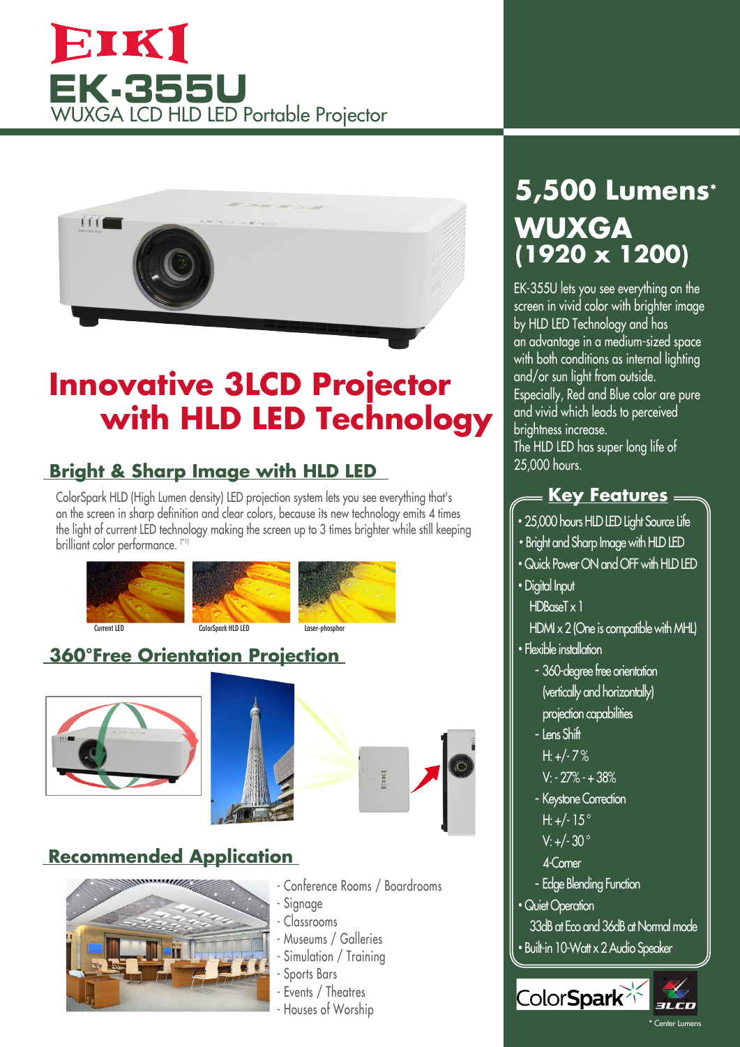# EIKI

# EK-355U

WUXGA LCD HLD LED Portable Projector

## Innovative 3LCD Projector with HLD LED Technology

### Bright & Sharp Image with HLD LED

ColorSpark HLD (High Lumen density) LED projection system lets you see everything that's on the screen in sharp definition and clear colors, because its new technology emits 4 times the light of current LED technology making the screen up to 3 times brighter while still keeping brilliant color performance. [*1]

Current LED | ColorSpark HLD LED | Laser-phosphor

### 360°Free Orientation Projection

### Recommended Application

- Conference Rooms / Boardrooms
- Signage
- Classrooms
- Museums / Galleries
- Simulation / Training
- Sports Bars
- Events / Theatres
- Houses of Worship

## 5,500 Lumens*

## WUXGA (1920 x 1200)

EK-355U lets you see everything on the screen in vivid color with brighter image by HLD LED Technology and has an advantage in a medium-sized space with both conditions as internal lighting and/or sun light from outside.
Especially, Red and Blue color are pure and vivid which leads to perceived brightness increase.
The HLD LED has super long life of 25,000 hours.

### Key Features

- 25,000 hours HLD LED Light Source Life
- Bright and Sharp Image with HLD LED
- Quick Power ON and OFF with HLD LED
- Digital Input
  - HDBaseT x 1
  - HDMI x 2 (One is compatible with MHL)
- Flexible installation
  - 360-degree free orientation (vertically and horizontally) projection capabilities
  - Lens Shift
    - H: +/- 7 %
    - V: - 27% - + 38%
  - Keystone Correction
    - H: +/- 15 °
    - V: +/- 30 °
    - 4-Corner
  - Edge Blending Function
- Quiet Operation
  - 33dB at Eco and 36dB at Normal mode
- Built-in 10-Watt x 2 Audio Speaker

ColorSpark 3LCD

* Center Lumens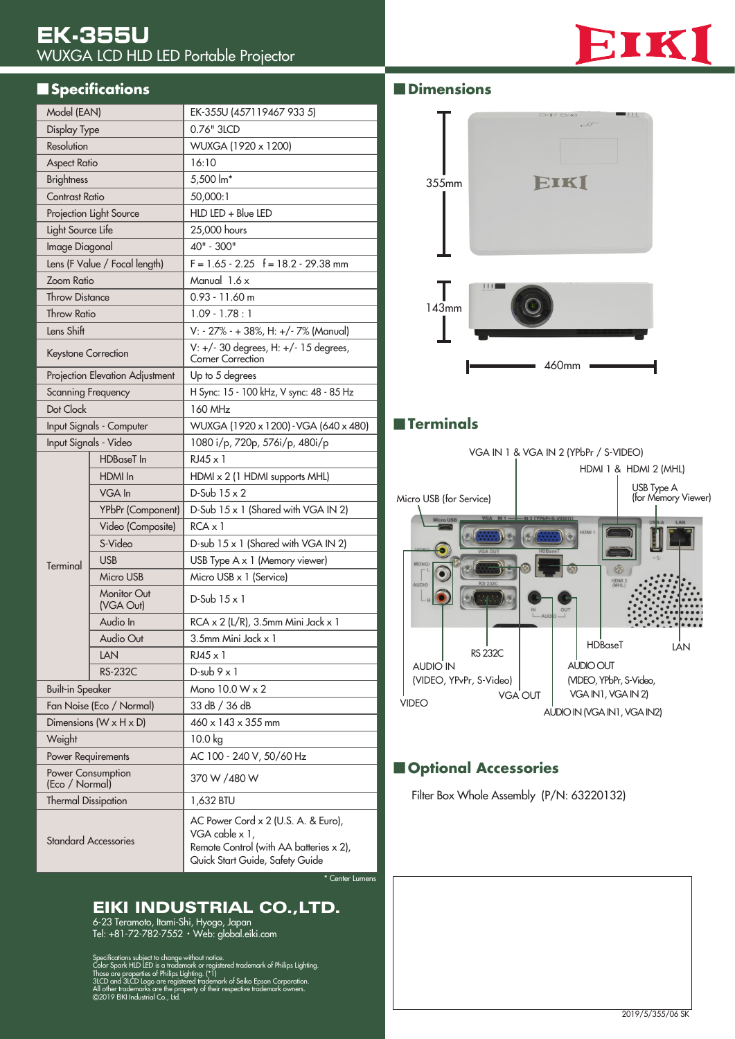# EK-355U

WUXGA LCD HLD LED Portable Projector

EIKI

## Specifications

| | | |
|---|---|---|
| Model (EAN) | | EK-355U (457119467 933 5) |
| Display Type | | 0.76" 3LCD |
| Resolution | | WUXGA (1920 x 1200) |
| Aspect Ratio | | 16:10 |
| Brightness | | 5,500 lm* |
| Contrast Ratio | | 50,000:1 |
| Projection Light Source | | HLD LED + Blue LED |
| Light Source Life | | 25,000 hours |
| Image Diagonal | | 40" - 300" |
| Lens (F Value / Focal length) | | F = 1.65 - 2.25 f = 18.2 - 29.38 mm |
| Zoom Ratio | | Manual 1.6 x |
| Throw Distance | | 0.93 - 11.60 m |
| Throw Ratio | | 1.09 - 1.78 : 1 |
| Lens Shift | | V: - 27% - + 38%, H: +/- 7% (Manual) |
| Keystone Correction | | V: +/- 30 degrees, H: +/- 15 degrees, Corner Correction |
| Projection Elevation Adjustment | | Up to 5 degrees |
| Scanning Frequency | | H Sync: 15 - 100 kHz, V sync: 48 - 85 Hz |
| Dot Clock | | 160 MHz |
| Input Signals - Computer | | WUXGA (1920 x 1200) - VGA (640 x 480) |
| Input Signals - Video | | 1080 i/p, 720p, 576i/p, 480i/p |
| Terminal | HDBaseT In | RJ45 x 1 |
| | HDMI In | HDMI x 2 (1 HDMI supports MHL) |
| | VGA In | D-Sub 15 x 2 |
| | YPbPr (Component) | D-Sub 15 x 1 (Shared with VGA IN 2) |
| | Video (Composite) | RCA x 1 |
| | S-Video | D-sub 15 x 1 (Shared with VGA IN 2) |
| | USB | USB Type A x 1 (Memory viewer) |
| | Micro USB | Micro USB x 1 (Service) |
| | Monitor Out (VGA Out) | D-Sub 15 x 1 |
| | Audio In | RCA x 2 (L/R), 3.5mm Mini Jack x 1 |
| | Audio Out | 3.5mm Mini Jack x 1 |
| | LAN | RJ45 x 1 |
| | RS-232C | D-sub 9 x 1 |
| Built-in Speaker | | Mono 10.0 W x 2 |
| Fan Noise (Eco / Normal) | | 33 dB / 36 dB |
| Dimensions (W x H x D) | | 460 x 143 x 355 mm |
| Weight | | 10.0 kg |
| Power Requirements | | AC 100 - 240 V, 50/60 Hz |
| Power Consumption (Eco / Normal) | | 370 W /480 W |
| Thermal Dissipation | | 1,632 BTU |
| Standard Accessories | | AC Power Cord x 2 (U.S. A. & Euro), VGA cable x 1, Remote Control (with AA batteries x 2), Quick Start Guide, Safety Guide |

\* Center Lumens

## Dimensions

355mm

143mm

460mm

## Terminals

VGA IN 1 & VGA IN 2 (YPbPr / S-VIDEO)
HDMI 1 & HDMI 2 (MHL)
USB Type A (for Memory Viewer)
Micro USB (for Service)
RS 232C
HDBaseT
LAN
AUDIO IN (VIDEO, YPvPr, S-Video)
AUDIO OUT (VIDEO, YPbPr, S-Video, VGA IN1, VGA IN 2)
VGA OUT
VIDEO
AUDIO IN (VGA IN1, VGA IN2)

## Optional Accessories

Filter Box Whole Assembly (P/N: 63220132)

**EIKI INDUSTRIAL CO.,LTD.**

6-23 Teramoto, Itami-Shi, Hyogo, Japan
Tel: +81-72-782-7552 • Web: global.eiki.com

Specifications subject to change without notice.
Color Spark HLD LED is a trademark or registered trademark of Philips Lighting.
Those are properties of Philips Lighting. (*1)
3LCD and 3LCD Logo are registered trademark of Seiko Epson Corporation.
All other trademarks are the property of their respective trademark owners.
©2019 EIKI Industrial Co., Ltd.

2019/5/355/06 SK